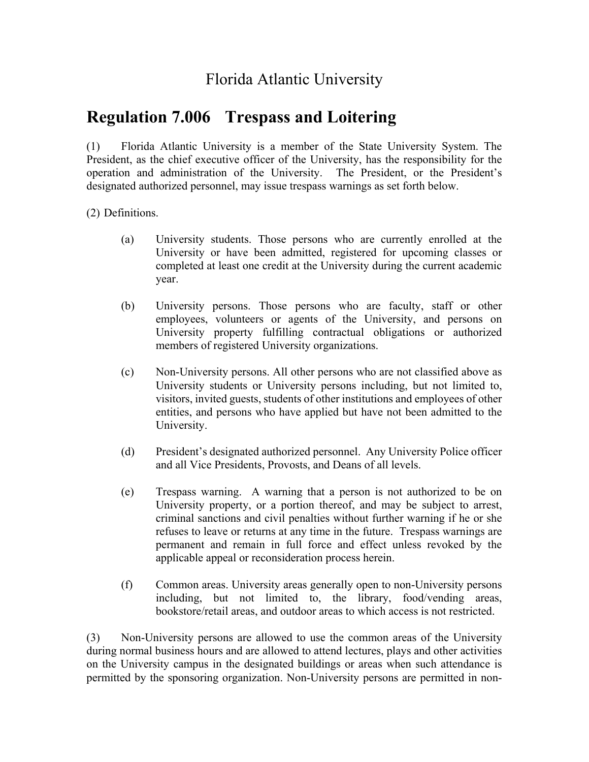Florida Atlantic University

# Regulation 7.006 Trespass and Loitering

(1) Florida Atlantic University is a member of the State University System. The President, as the chief executive officer of the University, has the responsibility for the operation and administration of the University. The President, or the President's designated authorized personnel, may issue trespass warnings as set forth below.

(2) Definitions.

(a) University students. Those persons who are currently enrolled at the University or have been admitted, registered for upcoming classes or completed at least one credit at the University during the current academic year.

(b) University persons. Those persons who are faculty, staff or other employees, volunteers or agents of the University, and persons on University property fulfilling contractual obligations or authorized members of registered University organizations.

(c) Non-University persons. All other persons who are not classified above as University students or University persons including, but not limited to, visitors, invited guests, students of other institutions and employees of other entities, and persons who have applied but have not been admitted to the University.

(d) President's designated authorized personnel. Any University Police officer and all Vice Presidents, Provosts, and Deans of all levels.

(e) Trespass warning. A warning that a person is not authorized to be on University property, or a portion thereof, and may be subject to arrest, criminal sanctions and civil penalties without further warning if he or she refuses to leave or returns at any time in the future. Trespass warnings are permanent and remain in full force and effect unless revoked by the applicable appeal or reconsideration process herein.

(f) Common areas. University areas generally open to non-University persons including, but not limited to, the library, food/vending areas, bookstore/retail areas, and outdoor areas to which access is not restricted.

(3) Non-University persons are allowed to use the common areas of the University during normal business hours and are allowed to attend lectures, plays and other activities on the University campus in the designated buildings or areas when such attendance is permitted by the sponsoring organization. Non-University persons are permitted in non-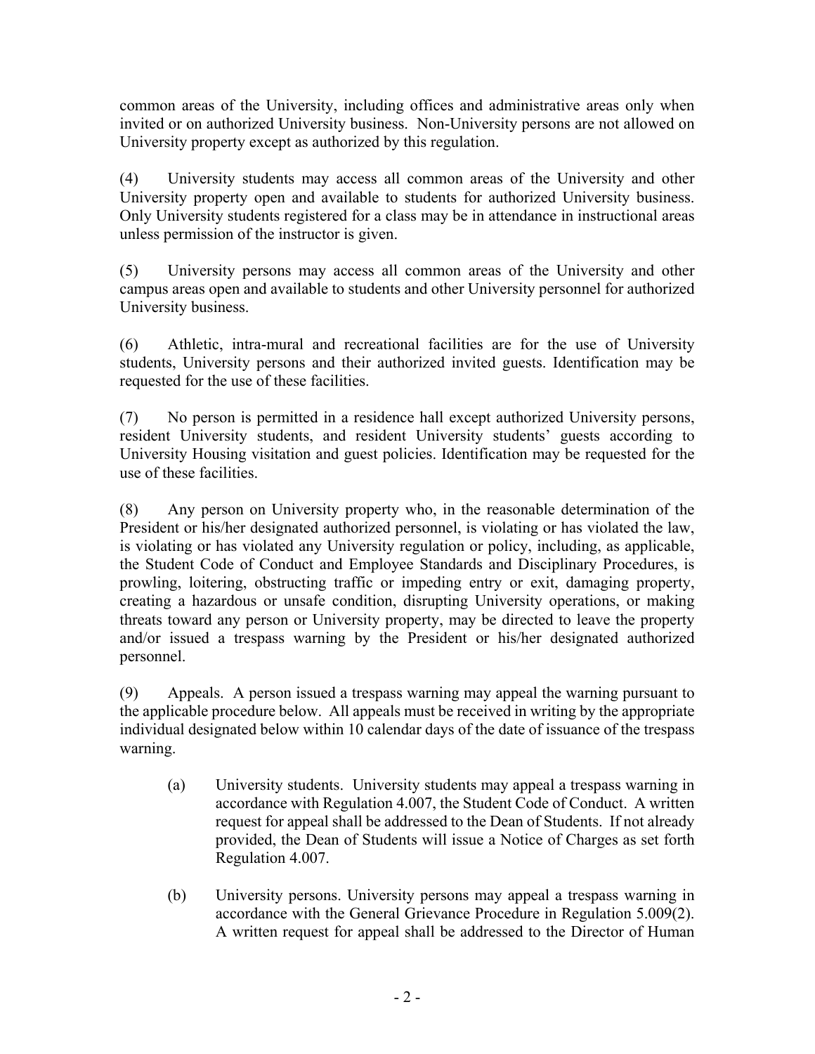common areas of the University, including offices and administrative areas only when invited or on authorized University business. Non-University persons are not allowed on University property except as authorized by this regulation.

(4) University students may access all common areas of the University and other University property open and available to students for authorized University business. Only University students registered for a class may be in attendance in instructional areas unless permission of the instructor is given.

(5) University persons may access all common areas of the University and other campus areas open and available to students and other University personnel for authorized University business.

(6) Athletic, intra-mural and recreational facilities are for the use of University students, University persons and their authorized invited guests. Identification may be requested for the use of these facilities.

(7) No person is permitted in a residence hall except authorized University persons, resident University students, and resident University students' guests according to University Housing visitation and guest policies. Identification may be requested for the use of these facilities.

(8) Any person on University property who, in the reasonable determination of the President or his/her designated authorized personnel, is violating or has violated the law, is violating or has violated any University regulation or policy, including, as applicable, the Student Code of Conduct and Employee Standards and Disciplinary Procedures, is prowling, loitering, obstructing traffic or impeding entry or exit, damaging property, creating a hazardous or unsafe condition, disrupting University operations, or making threats toward any person or University property, may be directed to leave the property and/or issued a trespass warning by the President or his/her designated authorized personnel.

(9) Appeals. A person issued a trespass warning may appeal the warning pursuant to the applicable procedure below. All appeals must be received in writing by the appropriate individual designated below within 10 calendar days of the date of issuance of the trespass warning.

> (a) University students. University students may appeal a trespass warning in accordance with Regulation 4.007, the Student Code of Conduct. A written request for appeal shall be addressed to the Dean of Students. If not already provided, the Dean of Students will issue a Notice of Charges as set forth Regulation 4.007.
>
> (b) University persons. University persons may appeal a trespass warning in accordance with the General Grievance Procedure in Regulation 5.009(2). A written request for appeal shall be addressed to the Director of Human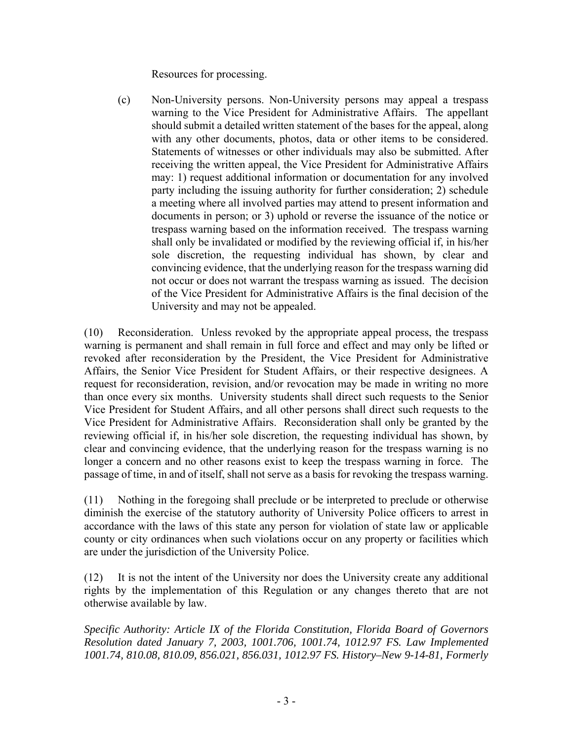Resources for processing.

(c) Non-University persons. Non-University persons may appeal a trespass warning to the Vice President for Administrative Affairs. The appellant should submit a detailed written statement of the bases for the appeal, along with any other documents, photos, data or other items to be considered. Statements of witnesses or other individuals may also be submitted. After receiving the written appeal, the Vice President for Administrative Affairs may: 1) request additional information or documentation for any involved party including the issuing authority for further consideration; 2) schedule a meeting where all involved parties may attend to present information and documents in person; or 3) uphold or reverse the issuance of the notice or trespass warning based on the information received. The trespass warning shall only be invalidated or modified by the reviewing official if, in his/her sole discretion, the requesting individual has shown, by clear and convincing evidence, that the underlying reason for the trespass warning did not occur or does not warrant the trespass warning as issued. The decision of the Vice President for Administrative Affairs is the final decision of the University and may not be appealed.

(10) Reconsideration. Unless revoked by the appropriate appeal process, the trespass warning is permanent and shall remain in full force and effect and may only be lifted or revoked after reconsideration by the President, the Vice President for Administrative Affairs, the Senior Vice President for Student Affairs, or their respective designees. A request for reconsideration, revision, and/or revocation may be made in writing no more than once every six months. University students shall direct such requests to the Senior Vice President for Student Affairs, and all other persons shall direct such requests to the Vice President for Administrative Affairs. Reconsideration shall only be granted by the reviewing official if, in his/her sole discretion, the requesting individual has shown, by clear and convincing evidence, that the underlying reason for the trespass warning is no longer a concern and no other reasons exist to keep the trespass warning in force. The passage of time, in and of itself, shall not serve as a basis for revoking the trespass warning.

(11) Nothing in the foregoing shall preclude or be interpreted to preclude or otherwise diminish the exercise of the statutory authority of University Police officers to arrest in accordance with the laws of this state any person for violation of state law or applicable county or city ordinances when such violations occur on any property or facilities which are under the jurisdiction of the University Police.

(12) It is not the intent of the University nor does the University create any additional rights by the implementation of this Regulation or any changes thereto that are not otherwise available by law.

*Specific Authority: Article IX of the Florida Constitution, Florida Board of Governors Resolution dated January 7, 2003, 1001.706, 1001.74, 1012.97 FS. Law Implemented 1001.74, 810.08, 810.09, 856.021, 856.031, 1012.97 FS. History–New 9-14-81, Formerly*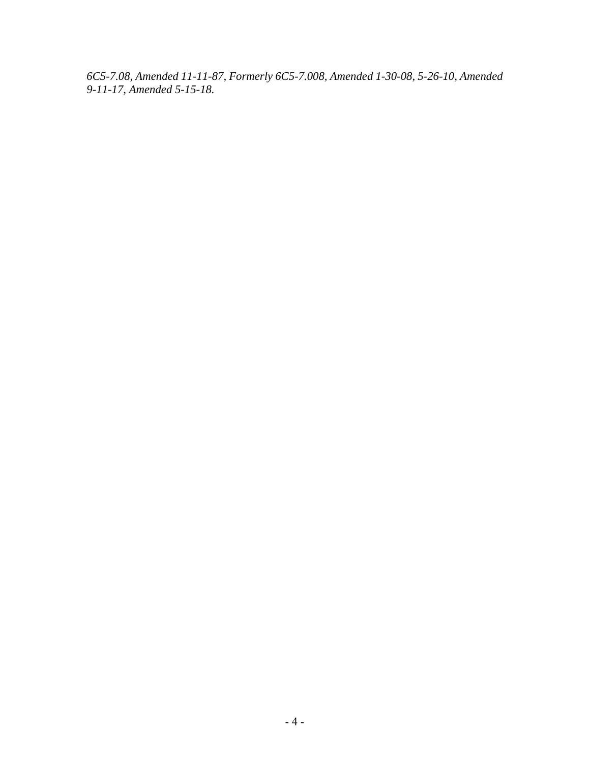*6C5-7.08, Amended 11-11-87, Formerly 6C5-7.008, Amended 1-30-08, 5-26-10, Amended 9-11-17, Amended 5-15-18.*